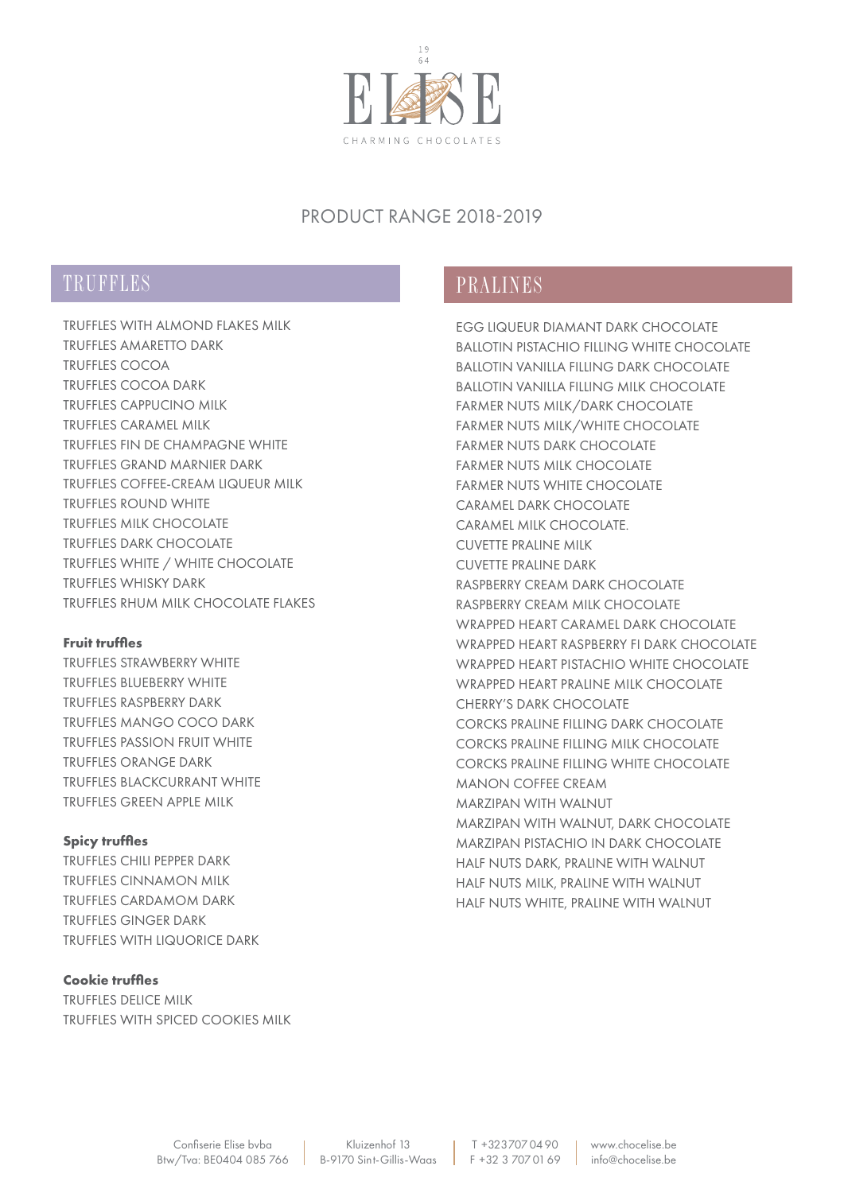1964

# ELISE

CHARMING CHOCOLATES

## PRODUCT RANGE 2018-2019

## TRUFFLES

TRUFFLES WITH ALMOND FLAKES MILK
TRUFFLES AMARETTO DARK
TRUFFLES COCOA
TRUFFLES COCOA DARK
TRUFFLES CAPPUCINO MILK
TRUFFLES CARAMEL MILK
TRUFFLES FIN DE CHAMPAGNE WHITE
TRUFFLES GRAND MARNIER DARK
TRUFFLES COFFEE-CREAM LIQUEUR MILK
TRUFFLES ROUND WHITE
TRUFFLES MILK CHOCOLATE
TRUFFLES DARK CHOCOLATE
TRUFFLES WHITE / WHITE CHOCOLATE
TRUFFLES WHISKY DARK
TRUFFLES RHUM MILK CHOCOLATE FLAKES

**Fruit truffles**

TRUFFLES STRAWBERRY WHITE
TRUFFLES BLUEBERRY WHITE
TRUFFLES RASPBERRY DARK
TRUFFLES MANGO COCO DARK
TRUFFLES PASSION FRUIT WHITE
TRUFFLES ORANGE DARK
TRUFFLES BLACKCURRANT WHITE
TRUFFLES GREEN APPLE MILK

**Spicy truffles**

TRUFFLES CHILI PEPPER DARK
TRUFFLES CINNAMON MILK
TRUFFLES CARDAMOM DARK
TRUFFLES GINGER DARK
TRUFFLES WITH LIQUORICE DARK

**Cookie truffles**

TRUFFLES DELICE MILK
TRUFFLES WITH SPICED COOKIES MILK

## PRALINES

EGG LIQUEUR DIAMANT DARK CHOCOLATE
BALLOTIN PISTACHIO FILLING WHITE CHOCOLATE
BALLOTIN VANILLA FILLING DARK CHOCOLATE
BALLOTIN VANILLA FILLING MILK CHOCOLATE
FARMER NUTS MILK/DARK CHOCOLATE
FARMER NUTS MILK/WHITE CHOCOLATE
FARMER NUTS DARK CHOCOLATE
FARMER NUTS MILK CHOCOLATE
FARMER NUTS WHITE CHOCOLATE
CARAMEL DARK CHOCOLATE
CARAMEL MILK CHOCOLATE.
CUVETTE PRALINE MILK
CUVETTE PRALINE DARK
RASPBERRY CREAM DARK CHOCOLATE
RASPBERRY CREAM MILK CHOCOLATE
WRAPPED HEART CARAMEL DARK CHOCOLATE
WRAPPED HEART RASPBERRY FI DARK CHOCOLATE
WRAPPED HEART PISTACHIO WHITE CHOCOLATE
WRAPPED HEART PRALINE MILK CHOCOLATE
CHERRY'S DARK CHOCOLATE
CORCKS PRALINE FILLING DARK CHOCOLATE
CORCKS PRALINE FILLING MILK CHOCOLATE
CORCKS PRALINE FILLING WHITE CHOCOLATE
MANON COFFEE CREAM
MARZIPAN WITH WALNUT
MARZIPAN WITH WALNUT, DARK CHOCOLATE
MARZIPAN PISTACHIO IN DARK CHOCOLATE
HALF NUTS DARK, PRALINE WITH WALNUT
HALF NUTS MILK, PRALINE WITH WALNUT
HALF NUTS WHITE, PRALINE WITH WALNUT

Confiserie Elise bvba | Kluizenhof 13 | T +323707 04 90 | www.chocelise.be
Btw/Tva: BE0404 085 766 | B-9170 Sint-Gillis-Waas | F +32 3 707 01 69 | info@chocelise.be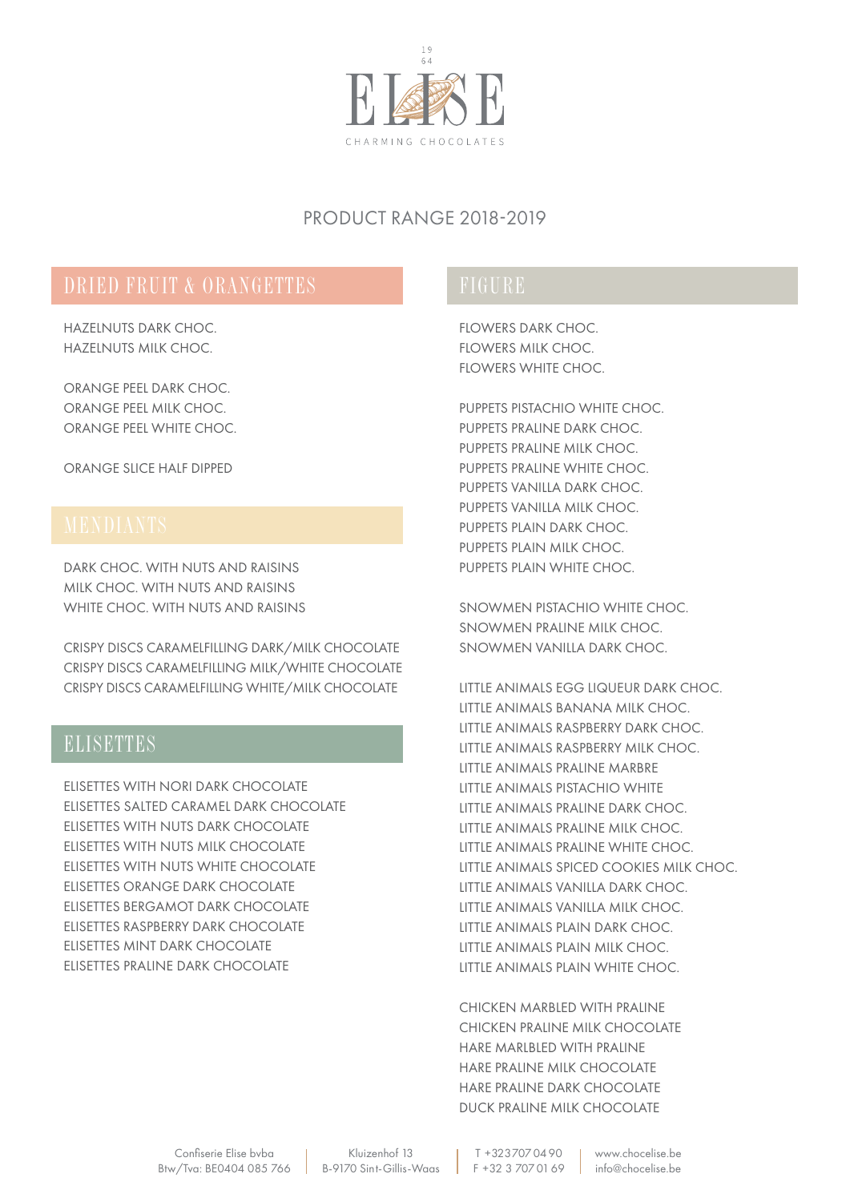# ELISE

19
64

CHARMING CHOCOLATES

## PRODUCT RANGE 2018-2019

### DRIED FRUIT & ORANGETTES

HAZELNUTS DARK CHOC.
HAZELNUTS MILK CHOC.

ORANGE PEEL DARK CHOC.
ORANGE PEEL MILK CHOC.
ORANGE PEEL WHITE CHOC.

ORANGE SLICE HALF DIPPED

### MENDIANTS

DARK CHOC. WITH NUTS AND RAISINS
MILK CHOC. WITH NUTS AND RAISINS
WHITE CHOC. WITH NUTS AND RAISINS

CRISPY DISCS CARAMELFILLING DARK/MILK CHOCOLATE
CRISPY DISCS CARAMELFILLING MILK/WHITE CHOCOLATE
CRISPY DISCS CARAMELFILLING WHITE/MILK CHOCOLATE

### ELISETTES

ELISETTES WITH NORI DARK CHOCOLATE
ELISETTES SALTED CARAMEL DARK CHOCOLATE
ELISETTES WITH NUTS DARK CHOCOLATE
ELISETTES WITH NUTS MILK CHOCOLATE
ELISETTES WITH NUTS WHITE CHOCOLATE
ELISETTES ORANGE DARK CHOCOLATE
ELISETTES BERGAMOT DARK CHOCOLATE
ELISETTES RASPBERRY DARK CHOCOLATE
ELISETTES MINT DARK CHOCOLATE
ELISETTES PRALINE DARK CHOCOLATE

### FIGURE

FLOWERS DARK CHOC.
FLOWERS MILK CHOC.
FLOWERS WHITE CHOC.

PUPPETS PISTACHIO WHITE CHOC.
PUPPETS PRALINE DARK CHOC.
PUPPETS PRALINE MILK CHOC.
PUPPETS PRALINE WHITE CHOC.
PUPPETS VANILLA DARK CHOC.
PUPPETS VANILLA MILK CHOC.
PUPPETS PLAIN DARK CHOC.
PUPPETS PLAIN MILK CHOC.
PUPPETS PLAIN WHITE CHOC.

SNOWMEN PISTACHIO WHITE CHOC.
SNOWMEN PRALINE MILK CHOC.
SNOWMEN VANILLA DARK CHOC.

LITTLE ANIMALS EGG LIQUEUR DARK CHOC.
LITTLE ANIMALS BANANA MILK CHOC.
LITTLE ANIMALS RASPBERRY DARK CHOC.
LITTLE ANIMALS RASPBERRY MILK CHOC.
LITTLE ANIMALS PRALINE MARBRE
LITTLE ANIMALS PISTACHIO WHITE
LITTLE ANIMALS PRALINE DARK CHOC.
LITTLE ANIMALS PRALINE MILK CHOC.
LITTLE ANIMALS PRALINE WHITE CHOC.
LITTLE ANIMALS SPICED COOKIES MILK CHOC.
LITTLE ANIMALS VANILLA DARK CHOC.
LITTLE ANIMALS VANILLA MILK CHOC.
LITTLE ANIMALS PLAIN DARK CHOC.
LITTLE ANIMALS PLAIN MILK CHOC.
LITTLE ANIMALS PLAIN WHITE CHOC.

CHICKEN MARBLED WITH PRALINE
CHICKEN PRALINE MILK CHOCOLATE
HARE MARLBLED WITH PRALINE
HARE PRALINE MILK CHOCOLATE
HARE PRALINE DARK CHOCOLATE
DUCK PRALINE MILK CHOCOLATE

Confiserie Elise bvba | Kluizenhof 13 | T +323707 04 90 | www.chocelise.be
Btw/Tva: BE0404 085 766 | B-9170 Sint-Gillis-Waas | F +32 3 707 01 69 | info@chocelise.be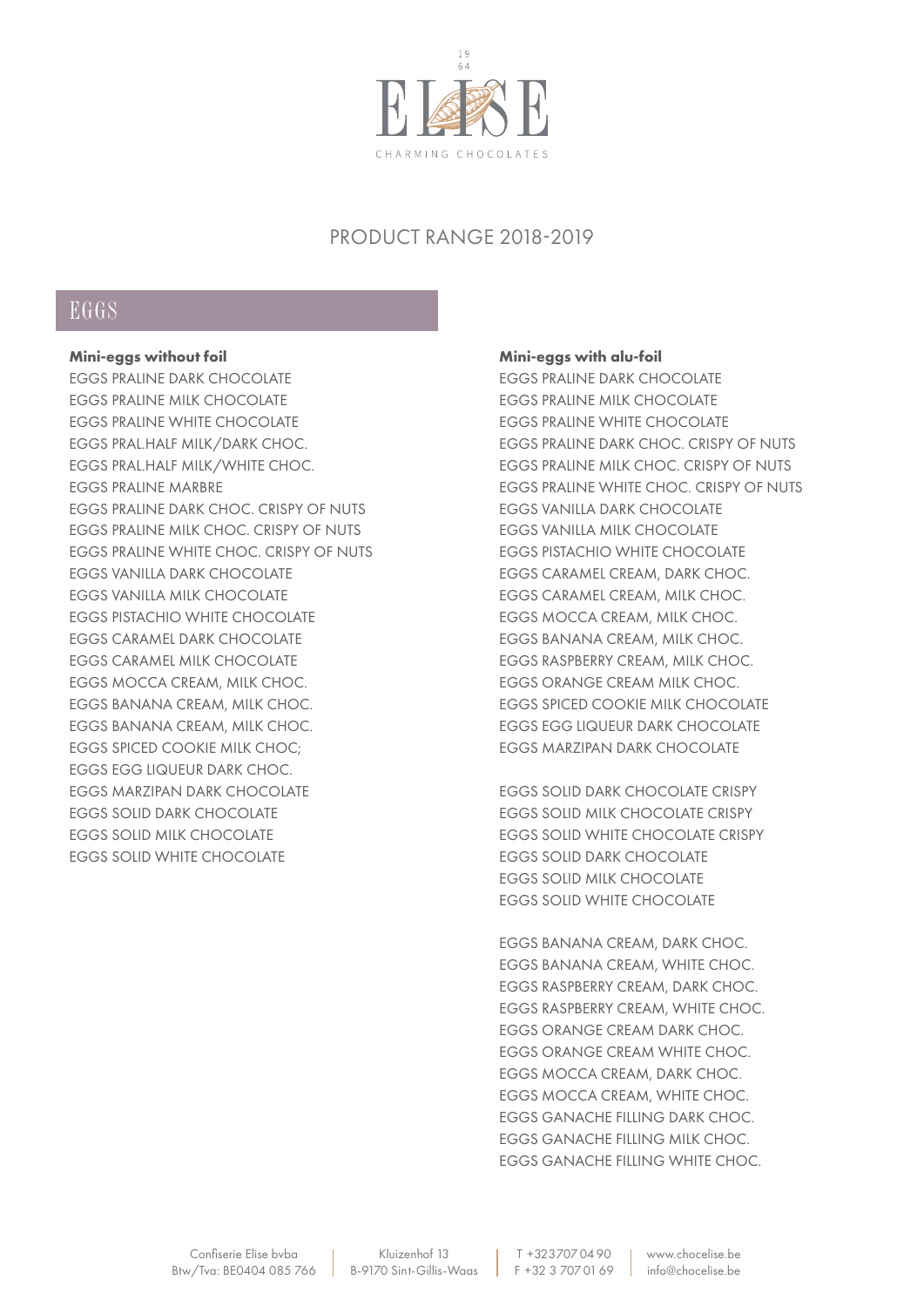# ELISE

CHARMING CHOCOLATES

## PRODUCT RANGE 2018-2019

## EGGS

**Mini-eggs without foil**

EGGS PRALINE DARK CHOCOLATE
EGGS PRALINE MILK CHOCOLATE
EGGS PRALINE WHITE CHOCOLATE
EGGS PRAL.HALF MILK/DARK CHOC.
EGGS PRAL.HALF MILK/WHITE CHOC.
EGGS PRALINE MARBRE
EGGS PRALINE DARK CHOC. CRISPY OF NUTS
EGGS PRALINE MILK CHOC. CRISPY OF NUTS
EGGS PRALINE WHITE CHOC. CRISPY OF NUTS
EGGS VANILLA DARK CHOCOLATE
EGGS VANILLA MILK CHOCOLATE
EGGS PISTACHIO WHITE CHOCOLATE
EGGS CARAMEL DARK CHOCOLATE
EGGS CARAMEL MILK CHOCOLATE
EGGS MOCCA CREAM, MILK CHOC.
EGGS BANANA CREAM, MILK CHOC.
EGGS BANANA CREAM, MILK CHOC.
EGGS SPICED COOKIE MILK CHOC;
EGGS EGG LIQUEUR DARK CHOC.
EGGS MARZIPAN DARK CHOCOLATE
EGGS SOLID DARK CHOCOLATE
EGGS SOLID MILK CHOCOLATE
EGGS SOLID WHITE CHOCOLATE

**Mini-eggs with alu-foil**

EGGS PRALINE DARK CHOCOLATE
EGGS PRALINE MILK CHOCOLATE
EGGS PRALINE WHITE CHOCOLATE
EGGS PRALINE DARK CHOC. CRISPY OF NUTS
EGGS PRALINE MILK CHOC. CRISPY OF NUTS
EGGS PRALINE WHITE CHOC. CRISPY OF NUTS
EGGS VANILLA DARK CHOCOLATE
EGGS VANILLA MILK CHOCOLATE
EGGS PISTACHIO WHITE CHOCOLATE
EGGS CARAMEL CREAM, DARK CHOC.
EGGS CARAMEL CREAM, MILK CHOC.
EGGS MOCCA CREAM, MILK CHOC.
EGGS BANANA CREAM, MILK CHOC.
EGGS RASPBERRY CREAM, MILK CHOC.
EGGS ORANGE CREAM MILK CHOC.
EGGS SPICED COOKIE MILK CHOCOLATE
EGGS EGG LIQUEUR DARK CHOCOLATE
EGGS MARZIPAN DARK CHOCOLATE

EGGS SOLID DARK CHOCOLATE CRISPY
EGGS SOLID MILK CHOCOLATE CRISPY
EGGS SOLID WHITE CHOCOLATE CRISPY
EGGS SOLID DARK CHOCOLATE
EGGS SOLID MILK CHOCOLATE
EGGS SOLID WHITE CHOCOLATE

EGGS BANANA CREAM, DARK CHOC.
EGGS BANANA CREAM, WHITE CHOC.
EGGS RASPBERRY CREAM, DARK CHOC.
EGGS RASPBERRY CREAM, WHITE CHOC.
EGGS ORANGE CREAM DARK CHOC.
EGGS ORANGE CREAM WHITE CHOC.
EGGS MOCCA CREAM, DARK CHOC.
EGGS MOCCA CREAM, WHITE CHOC.
EGGS GANACHE FILLING DARK CHOC.
EGGS GANACHE FILLING MILK CHOC.
EGGS GANACHE FILLING WHITE CHOC.